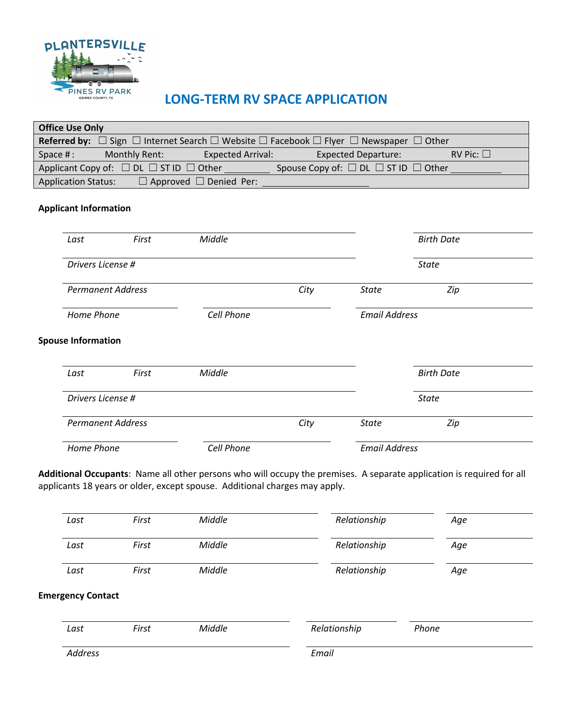PLANTERSVILLE PINES RV PARK
GRIMES COUNTY, TX

# LONG-TERM RV SPACE APPLICATION

| **Office Use Only** |
|---|
| **Referred by:** ☐ Sign ☐ Internet Search ☐ Website ☐ Facebook ☐ Flyer ☐ Newspaper ☐ Other |
| Space # : Monthly Rent: Expected Arrival: Expected Departure: RV Pic: ☐ |
| Applicant Copy of: ☐ DL ☐ ST ID ☐ Other \_\_\_\_\_\_\_\_\_\_ Spouse Copy of: ☐ DL ☐ ST ID ☐ Other \_\_\_\_\_\_\_\_\_\_ |
| Application Status: ☐ Approved ☐ Denied Per: \_\_\_\_\_\_\_\_\_\_\_\_\_\_\_\_\_\_\_\_ |

**Applicant Information**

*Last* *First* *Middle* *Birth Date*

*Drivers License #* *State*

*Permanent Address* *City* *State* *Zip*

*Home Phone* *Cell Phone* *Email Address*

**Spouse Information**

*Last* *First* *Middle* *Birth Date*

*Drivers License #* *State*

*Permanent Address* *City* *State* *Zip*

*Home Phone* *Cell Phone* *Email Address*

**Additional Occupants**: Name all other persons who will occupy the premises. A separate application is required for all applicants 18 years or older, except spouse. Additional charges may apply.

*Last* *First* *Middle* *Relationship* *Age*

*Last* *First* *Middle* *Relationship* *Age*

*Last* *First* *Middle* *Relationship* *Age*

**Emergency Contact**

*Last* *First* *Middle* *Relationship* *Phone*

*Address* *Email*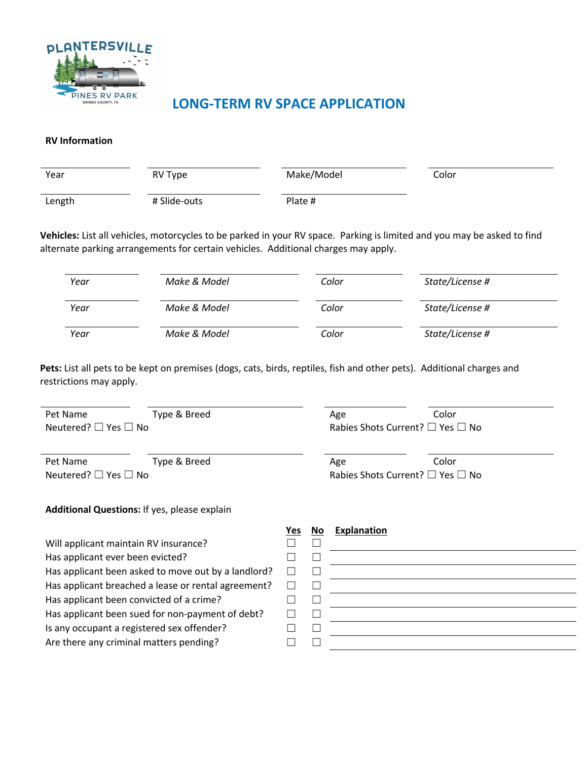PLANTERSVILLE PINES RV PARK
GRIMES COUNTY, TX

# LONG-TERM RV SPACE APPLICATION

**RV Information**

| Year | RV Type | Make/Model | Color |
|---|---|---|---|
| Length | # Slide-outs | Plate # | |

**Vehicles:** List all vehicles, motorcycles to be parked in your RV space. Parking is limited and you may be asked to find alternate parking arrangements for certain vehicles. Additional charges may apply.

| *Year* | *Make & Model* | *Color* | *State/License #* |
|---|---|---|---|
| *Year* | *Make & Model* | *Color* | *State/License #* |
| *Year* | *Make & Model* | *Color* | *State/License #* |

**Pets:** List all pets to be kept on premises (dogs, cats, birds, reptiles, fish and other pets). Additional charges and restrictions may apply.

Pet Name ______ Type & Breed ______ Age ______ Color ______
Neutered? ☐ Yes ☐ No Rabies Shots Current? ☐ Yes ☐ No

Pet Name ______ Type & Breed ______ Age ______ Color ______
Neutered? ☐ Yes ☐ No Rabies Shots Current? ☐ Yes ☐ No

**Additional Questions:** If yes, please explain

| | Yes | No | Explanation |
|---|---|---|---|
| Will applicant maintain RV insurance? | ☐ | ☐ | |
| Has applicant ever been evicted? | ☐ | ☐ | |
| Has applicant been asked to move out by a landlord? | ☐ | ☐ | |
| Has applicant breached a lease or rental agreement? | ☐ | ☐ | |
| Has applicant been convicted of a crime? | ☐ | ☐ | |
| Has applicant been sued for non-payment of debt? | ☐ | ☐ | |
| Is any occupant a registered sex offender? | ☐ | ☐ | |
| Are there any criminal matters pending? | ☐ | ☐ | |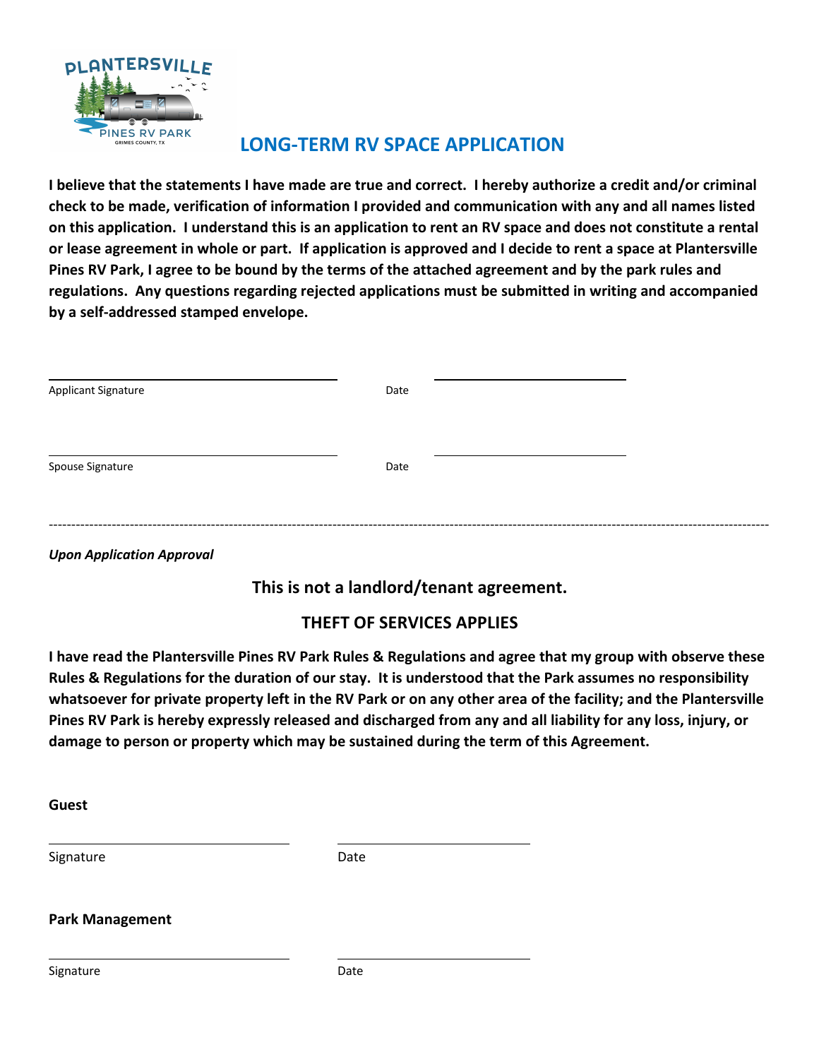PLANTERSVILLE PINES RV PARK
GRIMES COUNTY, TX

## LONG-TERM RV SPACE APPLICATION

**I believe that the statements I have made are true and correct. I hereby authorize a credit and/or criminal check to be made, verification of information I provided and communication with any and all names listed on this application. I understand this is an application to rent an RV space and does not constitute a rental or lease agreement in whole or part. If application is approved and I decide to rent a space at Plantersville Pines RV Park, I agree to be bound by the terms of the attached agreement and by the park rules and regulations. Any questions regarding rejected applications must be submitted in writing and accompanied by a self-addressed stamped envelope.**

______________________________ Applicant Signature

______________________________ Date

______________________________ Spouse Signature

______________________________ Date

---

***Upon Application Approval***

**This is not a landlord/tenant agreement.**

**THEFT OF SERVICES APPLIES**

**I have read the Plantersville Pines RV Park Rules & Regulations and agree that my group with observe these Rules & Regulations for the duration of our stay. It is understood that the Park assumes no responsibility whatsoever for private property left in the RV Park or on any other area of the facility; and the Plantersville Pines RV Park is hereby expressly released and discharged from any and all liability for any loss, injury, or damage to person or property which may be sustained during the term of this Agreement.**

**Guest**

______________________________ Signature

______________________________ Date

**Park Management**

______________________________ Signature

______________________________ Date